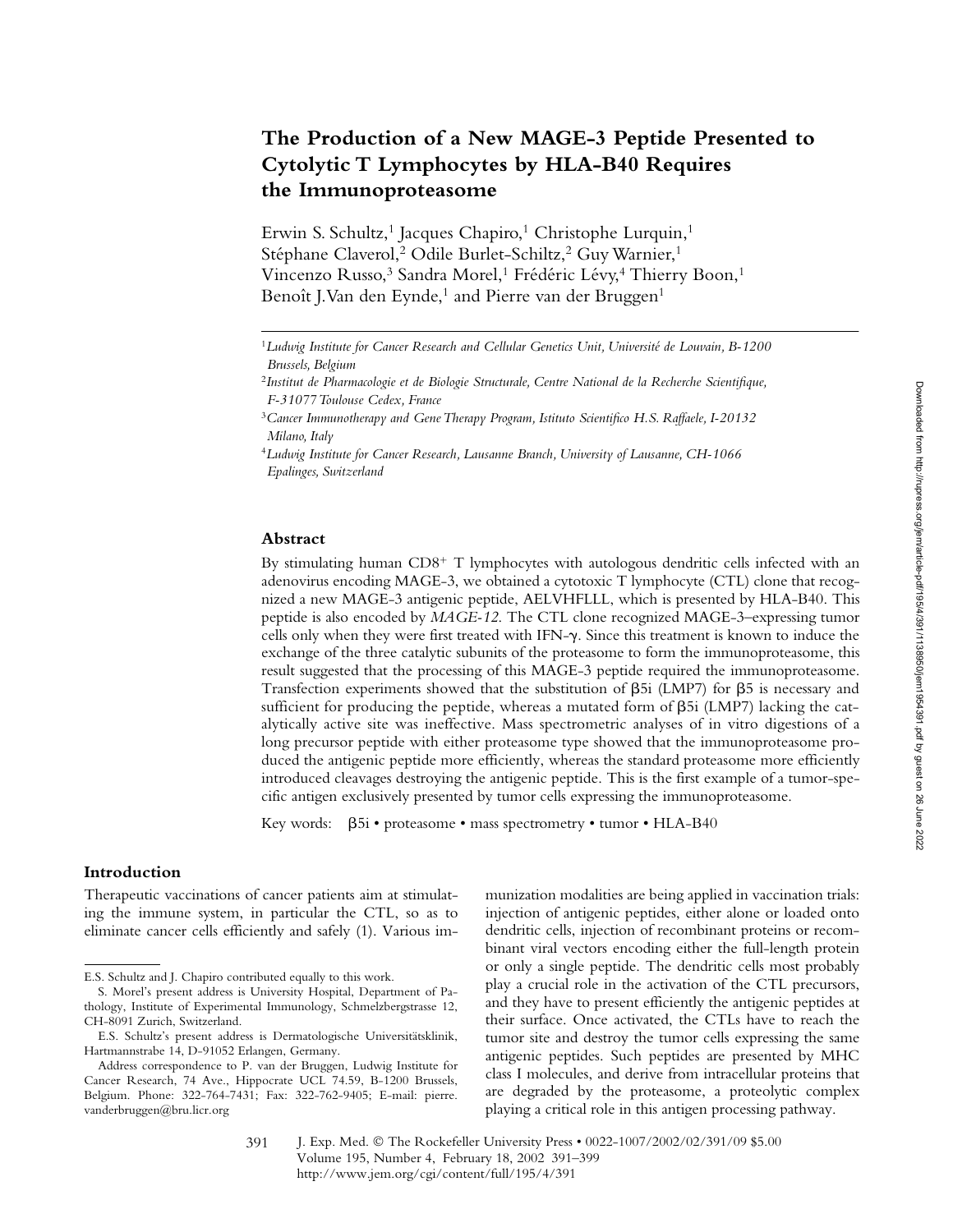# The Production of a New MAGE-3 Peptide Presented to Cytolytic T Lymphocytes by HLA-B40 Requires the Immunoproteasome

Erwin S. Schultz,[1] Jacques Chapiro,[1] Christophe Lurquin,[1] Stéphane Claverol,[2] Odile Burlet-Schiltz,[2] Guy Warnier,[1] Vincenzo Russo,[3] Sandra Morel,[1] Frédéric Lévy,[4] Thierry Boon,[1] Benoît J. Van den Eynde,[1] and Pierre van der Bruggen[1]

[1] *Ludwig Institute for Cancer Research and Cellular Genetics Unit, Université de Louvain, B-1200 Brussels, Belgium*

[2] *Institut de Pharmacologie et de Biologie Structurale, Centre National de la Recherche Scientifique, F-31077 Toulouse Cedex, France*

[3] *Cancer Immunotherapy and Gene Therapy Program, Istituto Scientifico H.S. Raffaele, I-20132 Milano, Italy*

[4] *Ludwig Institute for Cancer Research, Lausanne Branch, University of Lausanne, CH-1066 Epalinges, Switzerland*

## Abstract

By stimulating human $CD8^+$ T lymphocytes with autologous dendritic cells infected with an adenovirus encoding MAGE-3, we obtained a cytotoxic T lymphocyte (CTL) clone that recognized a new MAGE-3 antigenic peptide, AELVHFLLL, which is presented by HLA-B40. This peptide is also encoded by *MAGE-12*. The CTL clone recognized MAGE-3–expressing tumor cells only when they were first treated with IFN-γ. Since this treatment is known to induce the exchange of the three catalytic subunits of the proteasome to form the immunoproteasome, this result suggested that the processing of this MAGE-3 peptide required the immunoproteasome. Transfection experiments showed that the substitution of β5i (LMP7) for β5 is necessary and sufficient for producing the peptide, whereas a mutated form of β5i (LMP7) lacking the catalytically active site was ineffective. Mass spectrometric analyses of in vitro digestions of a long precursor peptide with either proteasome type showed that the immunoproteasome produced the antigenic peptide more efficiently, whereas the standard proteasome more efficiently introduced cleavages destroying the antigenic peptide. This is the first example of a tumor-specific antigen exclusively presented by tumor cells expressing the immunoproteasome.

Key words: β5i • proteasome • mass spectrometry • tumor • HLA-B40

## Introduction

Therapeutic vaccinations of cancer patients aim at stimulating the immune system, in particular the CTL, so as to eliminate cancer cells efficiently and safely (1). Various immunization modalities are being applied in vaccination trials: injection of antigenic peptides, either alone or loaded onto dendritic cells, injection of recombinant proteins or recombinant viral vectors encoding either the full-length protein or only a single peptide. The dendritic cells most probably play a crucial role in the activation of the CTL precursors, and they have to present efficiently the antigenic peptides at their surface. Once activated, the CTLs have to reach the tumor site and destroy the tumor cells expressing the same antigenic peptides. Such peptides are presented by MHC class I molecules, and derive from intracellular proteins that are degraded by the proteasome, a proteolytic complex playing a critical role in this antigen processing pathway.

E.S. Schultz and J. Chapiro contributed equally to this work.

S. Morel's present address is University Hospital, Department of Pathology, Institute of Experimental Immunology, Schmelzbergstrasse 12, CH-8091 Zurich, Switzerland.

E.S. Schultz's present address is Dermatologische Universitätsklinik, Hartmannstrabe 14, D-91052 Erlangen, Germany.

Address correspondence to P. van der Bruggen, Ludwig Institute for Cancer Research, 74 Ave., Hippocrate UCL 74.59, B-1200 Brussels, Belgium. Phone: 322-764-7431; Fax: 322-762-9405; E-mail: pierre.vanderbruggen@bru.licr.org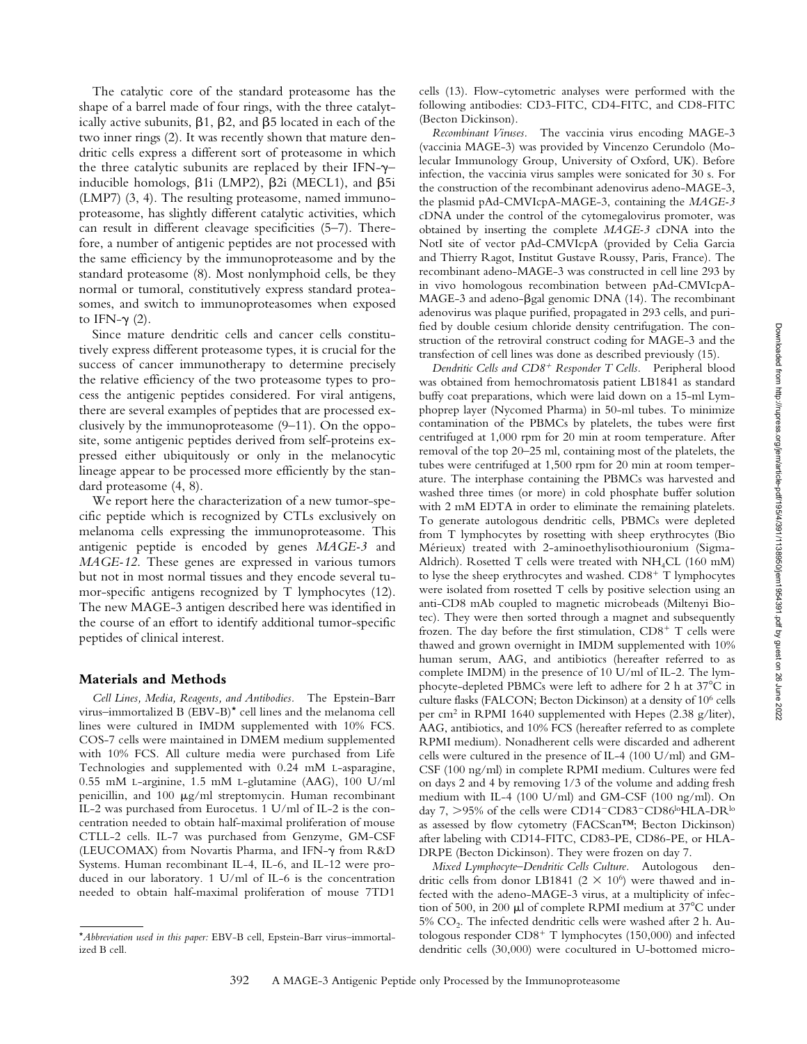The catalytic core of the standard proteasome has the shape of a barrel made of four rings, with the three catalytically active subunits, β1, β2, and β5 located in each of the two inner rings (2). It was recently shown that mature dendritic cells express a different sort of proteasome in which the three catalytic subunits are replaced by their IFN-γ–inducible homologs, β1i (LMP2), β2i (MECL1), and β5i (LMP7) (3, 4). The resulting proteasome, named immunoproteasome, has slightly different catalytic activities, which can result in different cleavage specificities (5–7). Therefore, a number of antigenic peptides are not processed with the same efficiency by the immunoproteasome and by the standard proteasome (8). Most nonlymphoid cells, be they normal or tumoral, constitutively express standard proteasomes, and switch to immunoproteasomes when exposed to IFN-γ (2).

Since mature dendritic cells and cancer cells constitutively express different proteasome types, it is crucial for the success of cancer immunotherapy to determine precisely the relative efficiency of the two proteasome types to process the antigenic peptides considered. For viral antigens, there are several examples of peptides that are processed exclusively by the immunoproteasome (9–11). On the opposite, some antigenic peptides derived from self-proteins expressed either ubiquitously or only in the melanocytic lineage appear to be processed more efficiently by the standard proteasome (4, 8).

We report here the characterization of a new tumor-specific peptide which is recognized by CTLs exclusively on melanoma cells expressing the immunoproteasome. This antigenic peptide is encoded by genes *MAGE-3* and *MAGE-12*. These genes are expressed in various tumors but not in most normal tissues and they encode several tumor-specific antigens recognized by T lymphocytes (12). The new MAGE-3 antigen described here was identified in the course of an effort to identify additional tumor-specific peptides of clinical interest.

## Materials and Methods

*Cell Lines, Media, Reagents, and Antibodies.* The Epstein-Barr virus–immortalized B (EBV-B)* cell lines and the melanoma cell lines were cultured in IMDM supplemented with 10% FCS. COS-7 cells were maintained in DMEM medium supplemented with 10% FCS. All culture media were purchased from Life Technologies and supplemented with 0.24 mM L-asparagine, 0.55 mM L-arginine, 1.5 mM L-glutamine (AAG), 100 U/ml penicillin, and 100 μg/ml streptomycin. Human recombinant IL-2 was purchased from Eurocetus. 1 U/ml of IL-2 is the concentration needed to obtain half-maximal proliferation of mouse CTLL-2 cells. IL-7 was purchased from Genzyme, GM-CSF (LEUCOMAX) from Novartis Pharma, and IFN-γ from R&D Systems. Human recombinant IL-4, IL-6, and IL-12 were produced in our laboratory. 1 U/ml of IL-6 is the concentration needed to obtain half-maximal proliferation of mouse 7TD1 cells (13). Flow-cytometric analyses were performed with the following antibodies: CD3-FITC, CD4-FITC, and CD8-FITC (Becton Dickinson).

*Recombinant Viruses.* The vaccinia virus encoding MAGE-3 (vaccinia MAGE-3) was provided by Vincenzo Cerundolo (Molecular Immunology Group, University of Oxford, UK). Before infection, the vaccinia virus samples were sonicated for 30 s. For the construction of the recombinant adenovirus adeno-MAGE-3, the plasmid pAd-CMVIcpA-MAGE-3, containing the *MAGE-3* cDNA under the control of the cytomegalovirus promoter, was obtained by inserting the complete *MAGE-3* cDNA into the NotI site of vector pAd-CMVIcpA (provided by Celia Garcia and Thierry Ragot, Institut Gustave Roussy, Paris, France). The recombinant adeno-MAGE-3 was constructed in cell line 293 by in vivo homologous recombination between pAd-CMVIcpA-MAGE-3 and adeno-βgal genomic DNA (14). The recombinant adenovirus was plaque purified, propagated in 293 cells, and purified by double cesium chloride density centrifugation. The construction of the retroviral construct coding for MAGE-3 and the transfection of cell lines was done as described previously (15).

*Dendritic Cells and CD8$^+$ Responder T Cells.* Peripheral blood was obtained from hemochromatosis patient LB1841 as standard buffy coat preparations, which were laid down on a 15-ml Lymphoprep layer (Nycomed Pharma) in 50-ml tubes. To minimize contamination of the PBMCs by platelets, the tubes were first centrifuged at 1,000 rpm for 20 min at room temperature. After removal of the top 20–25 ml, containing most of the platelets, the tubes were centrifuged at 1,500 rpm for 20 min at room temperature. The interphase containing the PBMCs was harvested and washed three times (or more) in cold phosphate buffer solution with 2 mM EDTA in order to eliminate the remaining platelets. To generate autologous dendritic cells, PBMCs were depleted from T lymphocytes by rosetting with sheep erythrocytes (Bio Mérieux) treated with 2-aminoethylisothiouronium (Sigma-Aldrich). Rosetted T cells were treated with $NH_4CL$ (160 mM) to lyse the sheep erythrocytes and washed. CD8$^+$ T lymphocytes were isolated from rosetted T cells by positive selection using an anti-CD8 mAb coupled to magnetic microbeads (Miltenyi Biotec). They were then sorted through a magnet and subsequently frozen. The day before the first stimulation, CD8$^+$ T cells were thawed and grown overnight in IMDM supplemented with 10% human serum, AAG, and antibiotics (hereafter referred to as complete IMDM) in the presence of 10 U/ml of IL-2. The lymphocyte-depleted PBMCs were left to adhere for 2 h at 37°C in culture flasks (FALCON; Becton Dickinson) at a density of $10^6$ cells per $cm^2$ in RPMI 1640 supplemented with Hepes (2.38 g/liter), AAG, antibiotics, and 10% FCS (hereafter referred to as complete RPMI medium). Nonadherent cells were discarded and adherent cells were cultured in the presence of IL-4 (100 U/ml) and GM-CSF (100 ng/ml) in complete RPMI medium. Cultures were fed on days 2 and 4 by removing 1/3 of the volume and adding fresh medium with IL-4 (100 U/ml) and GM-CSF (100 ng/ml). On day 7, >95% of the cells were CD14$^-$CD83$^-$CD86$^{lo}$HLA-DR$^{lo}$ as assessed by flow cytometry (FACScan™; Becton Dickinson) after labeling with CD14-FITC, CD83-PE, CD86-PE, or HLA-DRPE (Becton Dickinson). They were frozen on day 7.

*Mixed Lymphocyte–Dendritic Cells Culture.* Autologous dendritic cells from donor LB1841 ($2 \times 10^6$) were thawed and infected with the adeno-MAGE-3 virus, at a multiplicity of infection of 500, in 200 μl of complete RPMI medium at 37°C under 5% $CO_2$. The infected dendritic cells were washed after 2 h. Autologous responder CD8$^+$ T lymphocytes (150,000) and infected dendritic cells (30,000) were cocultured in U-bottomed micro-

*Abbreviation used in this paper: EBV-B cell, Epstein-Barr virus–immortalized B cell.*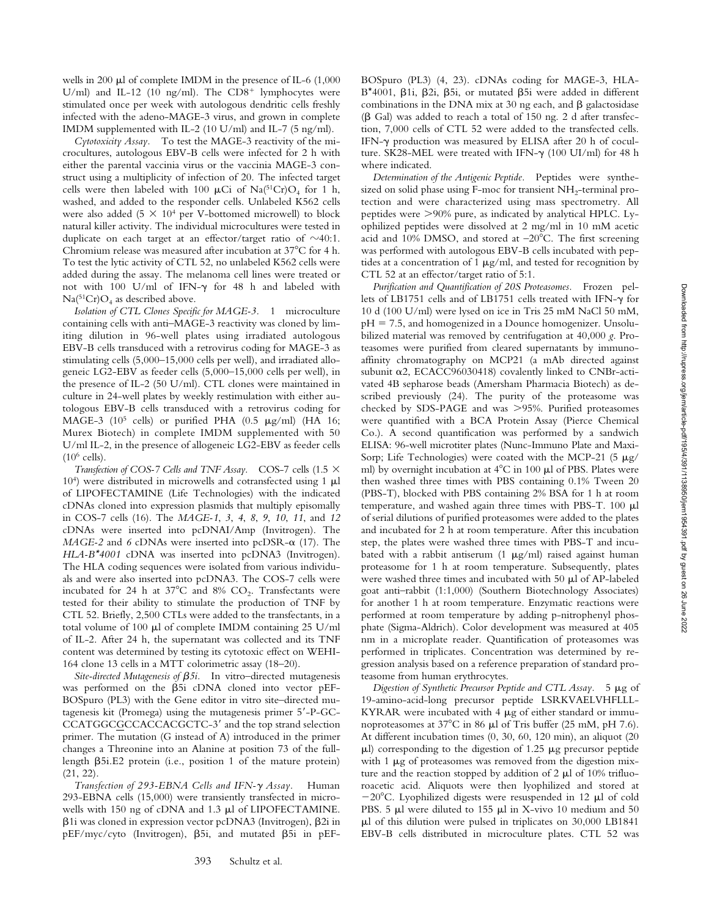wells in 200 μl of complete IMDM in the presence of IL-6 (1,000 U/ml) and IL-12 (10 ng/ml). The $CD8^+$ lymphocytes were stimulated once per week with autologous dendritic cells freshly infected with the adeno-MAGE-3 virus, and grown in complete IMDM supplemented with IL-2 (10 U/ml) and IL-7 (5 ng/ml).

*Cytotoxicity Assay.* To test the MAGE-3 reactivity of the microcultures, autologous EBV-B cells were infected for 2 h with either the parental vaccinia virus or the vaccinia MAGE-3 construct using a multiplicity of infection of 20. The infected target cells were then labeled with 100 μCi of $Na(^{51}Cr)O_4$ for 1 h, washed, and added to the responder cells. Unlabeled K562 cells were also added ($5 \times 10^4$ per V-bottomed microwell) to block natural killer activity. The individual microcultures were tested in duplicate on each target at an effector/target ratio of ~40:1. Chromium release was measured after incubation at 37°C for 4 h. To test the lytic activity of CTL 52, no unlabeled K562 cells were added during the assay. The melanoma cell lines were treated or not with 100 U/ml of IFN-γ for 48 h and labeled with $Na(^{51}Cr)O_4$ as described above.

*Isolation of CTL Clones Specific for MAGE-3.* 1 microculture containing cells with anti–MAGE-3 reactivity was cloned by limiting dilution in 96-well plates using irradiated autologous EBV-B cells transduced with a retrovirus coding for MAGE-3 as stimulating cells (5,000–15,000 cells per well), and irradiated allogeneic LG2-EBV as feeder cells (5,000–15,000 cells per well), in the presence of IL-2 (50 U/ml). CTL clones were maintained in culture in 24-well plates by weekly restimulation with either autologous EBV-B cells transduced with a retrovirus coding for MAGE-3 ($10^5$ cells) or purified PHA (0.5 μg/ml) (HA 16; Murex Biotech) in complete IMDM supplemented with 50 U/ml IL-2, in the presence of allogeneic LG2-EBV as feeder cells ($10^6$ cells).

*Transfection of COS-7 Cells and TNF Assay.* COS-7 cells ($1.5 \times 10^4$) were distributed in microwells and cotransfected using 1 μl of LIPOFECTAMINE (Life Technologies) with the indicated cDNAs cloned into expression plasmids that multiply episomally in COS-7 cells (16). The *MAGE-1, 3, 4, 8, 9, 10, 11,* and *12* cDNAs were inserted into pcDNAI/Amp (Invitrogen). The *MAGE-2* and *6* cDNAs were inserted into pcDSR-α (17). The *HLA-B*4001* cDNA was inserted into pcDNA3 (Invitrogen). The HLA coding sequences were isolated from various individuals and were also inserted into pcDNA3. The COS-7 cells were incubated for 24 h at 37°C and 8% $CO_2$. Transfectants were tested for their ability to stimulate the production of TNF by CTL 52. Briefly, 2,500 CTLs were added to the transfectants, in a total volume of 100 μl of complete IMDM containing 25 U/ml of IL-2. After 24 h, the supernatant was collected and its TNF content was determined by testing its cytotoxic effect on WEHI-164 clone 13 cells in a MTT colorimetric assay (18–20).

*Site-directed Mutagenesis of β5i.* In vitro–directed mutagenesis was performed on the β5i cDNA cloned into vector pEF-BOSpuro (PL3) with the Gene editor in vitro site–directed mutagenesis kit (Promega) using the mutagenesis primer 5′-P-GC-CCATGGCGCCACCACGCTC-3′ and the top strand selection primer. The mutation (G instead of A) introduced in the primer changes a Threonine into an Alanine at position 73 of the full-length β5i.E2 protein (i.e., position 1 of the mature protein) (21, 22).

*Transfection of 293-EBNA Cells and IFN-γ Assay.* Human 293-EBNA cells (15,000) were transiently transfected in microwells with 150 ng of cDNA and 1.3 μl of LIPOFECTAMINE. β1i was cloned in expression vector pcDNA3 (Invitrogen), β2i in pEF/myc/cyto (Invitrogen), β5i, and mutated β5i in pEF-BOSpuro (PL3) (4, 23). cDNAs coding for MAGE-3, HLA-B*4001, β1i, β2i, β5i, or mutated β5i were added in different combinations in the DNA mix at 30 ng each, and β galactosidase (β Gal) was added to reach a total of 150 ng. 2 d after transfection, 7,000 cells of CTL 52 were added to the transfected cells. IFN-γ production was measured by ELISA after 20 h of coculture. SK28-MEL were treated with IFN-γ (100 UI/ml) for 48 h where indicated.

*Determination of the Antigenic Peptide.* Peptides were synthesized on solid phase using F-moc for transient $NH_2$-terminal protection and were characterized using mass spectrometry. All peptides were >90% pure, as indicated by analytical HPLC. Lyophilized peptides were dissolved at 2 mg/ml in 10 mM acetic acid and 10% DMSO, and stored at −20°C. The first screening was performed with autologous EBV-B cells incubated with peptides at a concentration of 1 μg/ml, and tested for recognition by CTL 52 at an effector/target ratio of 5:1.

*Purification and Quantification of 20S Proteasomes.* Frozen pellets of LB1751 cells and of LB1751 cells treated with IFN-γ for 10 d (100 U/ml) were lysed on ice in Tris 25 mM NaCl 50 mM, pH = 7.5, and homogenized in a Dounce homogenizer. Unsolubilized material was removed by centrifugation at 40,000 *g*. Proteasomes were purified from cleared supernatants by immunoaffinity chromatography on MCP21 (a mAb directed against subunit α2, ECACC96030418) covalently linked to CNBr-activated 4B sepharose beads (Amersham Pharmacia Biotech) as described previously (24). The purity of the proteasome was checked by SDS-PAGE and was >95%. Purified proteasomes were quantified with a BCA Protein Assay (Pierce Chemical Co.). A second quantification was performed by a sandwich ELISA: 96-well microtiter plates (Nunc-Immuno Plate and Maxi-Sorp; Life Technologies) were coated with the MCP-21 (5 μg/ml) by overnight incubation at 4°C in 100 μl of PBS. Plates were then washed three times with PBS containing 0.1% Tween 20 (PBS-T), blocked with PBS containing 2% BSA for 1 h at room temperature, and washed again three times with PBS-T. 100 μl of serial dilutions of purified proteasomes were added to the plates and incubated for 2 h at room temperature. After this incubation step, the plates were washed three times with PBS-T and incubated with a rabbit antiserum (1 μg/ml) raised against human proteasome for 1 h at room temperature. Subsequently, plates were washed three times and incubated with 50 μl of AP-labeled goat anti–rabbit (1:1,000) (Southern Biotechnology Associates) for another 1 h at room temperature. Enzymatic reactions were performed at room temperature by adding p-nitrophenyl phosphate (Sigma-Aldrich). Color development was measured at 405 nm in a microplate reader. Quantification of proteasomes was performed in triplicates. Concentration was determined by regression analysis based on a reference preparation of standard proteasome from human erythrocytes.

*Digestion of Synthetic Precursor Peptide and CTL Assay.* 5 μg of 19-amino-acid-long precursor peptide LSRKVAELVHFLLL-KYRAR were incubated with 4 μg of either standard or immunoproteasomes at 37°C in 86 μl of Tris buffer (25 mM, pH 7.6). At different incubation times (0, 30, 60, 120 min), an aliquot (20 μl) corresponding to the digestion of 1.25 μg precursor peptide with 1 μg of proteasomes was removed from the digestion mixture and the reaction stopped by addition of 2 μl of 10% trifluoroacetic acid. Aliquots were then lyophilized and stored at −20°C. Lyophilized digests were resuspended in 12 μl of cold PBS. 5 μl were diluted to 155 μl in X-vivo 10 medium and 50 μl of this dilution were pulsed in triplicates on 30,000 LB1841 EBV-B cells distributed in microculture plates. CTL 52 was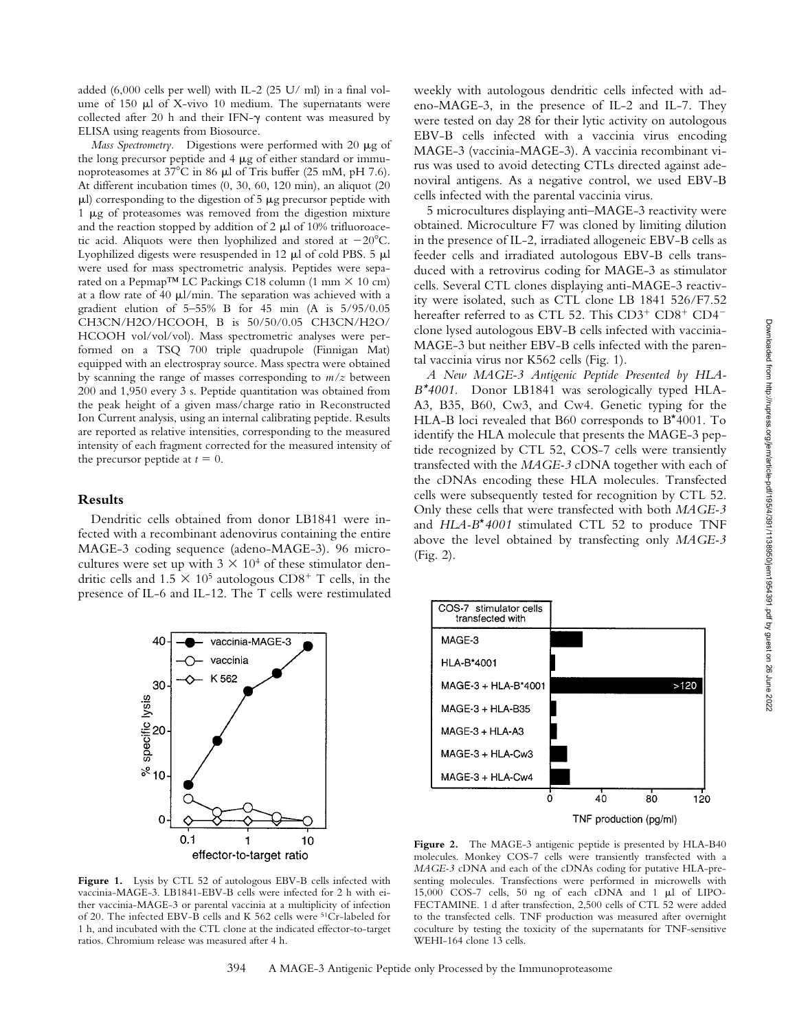added (6,000 cells per well) with IL-2 (25 U/ ml) in a final volume of 150 μl of X-vivo 10 medium. The supernatants were collected after 20 h and their IFN-γ content was measured by ELISA using reagents from Biosource.

*Mass Spectrometry.* Digestions were performed with 20 μg of the long precursor peptide and 4 μg of either standard or immunoproteasomes at 37°C in 86 μl of Tris buffer (25 mM, pH 7.6). At different incubation times (0, 30, 60, 120 min), an aliquot (20 μl) corresponding to the digestion of 5 μg precursor peptide with 1 μg of proteasomes was removed from the digestion mixture and the reaction stopped by addition of 2 μl of 10% trifluoroacetic acid. Aliquots were then lyophilized and stored at −20°C. Lyophilized digests were resuspended in 12 μl of cold PBS. 5 μl were used for mass spectrometric analysis. Peptides were separated on a Pepmap™ LC Packings C18 column (1 mm × 10 cm) at a flow rate of 40 μl/min. The separation was achieved with a gradient elution of 5–55% B for 45 min (A is 5/95/0.05 CH3CN/H2O/HCOOH, B is 50/50/0.05 CH3CN/H2O/HCOOH vol/vol/vol). Mass spectrometric analyses were performed on a TSQ 700 triple quadrupole (Finnigan Mat) equipped with an electrospray source. Mass spectra were obtained by scanning the range of masses corresponding to $m/z$ between 200 and 1,950 every 3 s. Peptide quantitation was obtained from the peak height of a given mass/charge ratio in Reconstructed Ion Current analysis, using an internal calibrating peptide. Results are reported as relative intensities, corresponding to the measured intensity of each fragment corrected for the measured intensity of the precursor peptide at $t = 0$.

## Results

Dendritic cells obtained from donor LB1841 were infected with a recombinant adenovirus containing the entire MAGE-3 coding sequence (adeno-MAGE-3). 96 microcultures were set up with $3 \times 10^4$ of these stimulator dendritic cells and $1.5 \times 10^5$ autologous $CD8^+$ T cells, in the presence of IL-6 and IL-12. The T cells were restimulated weekly with autologous dendritic cells infected with adeno-MAGE-3, in the presence of IL-2 and IL-7. They were tested on day 28 for their lytic activity on autologous EBV-B cells infected with a vaccinia virus encoding MAGE-3 (vaccinia-MAGE-3). A vaccinia recombinant virus was used to avoid detecting CTLs directed against adenoviral antigens. As a negative control, we used EBV-B cells infected with the parental vaccinia virus.

5 microcultures displaying anti–MAGE-3 reactivity were obtained. Microculture F7 was cloned by limiting dilution in the presence of IL-2, irradiated allogeneic EBV-B cells as feeder cells and irradiated autologous EBV-B cells transduced with a retrovirus coding for MAGE-3 as stimulator cells. Several CTL clones displaying anti-MAGE-3 reactivity were isolated, such as CTL clone LB 1841 526/F7.52 hereafter referred to as CTL 52. This $CD3^+$ $CD8^+$ $CD4^-$ clone lysed autologous EBV-B cells infected with vaccinia-MAGE-3 but neither EBV-B cells infected with the parental vaccinia virus nor K562 cells (Fig. 1).

*A New MAGE-3 Antigenic Peptide Presented by HLA-B\*4001.* Donor LB1841 was serologically typed HLA-A3, B35, B60, Cw3, and Cw4. Genetic typing for the HLA-B loci revealed that B60 corresponds to B*4001. To identify the HLA molecule that presents the MAGE-3 peptide recognized by CTL 52, COS-7 cells were transiently transfected with the *MAGE-3* cDNA together with each of the cDNAs encoding these HLA molecules. Transfected cells were subsequently tested for recognition by CTL 52. Only these cells that were transfected with both *MAGE-3* and *HLA-B\*4001* stimulated CTL 52 to produce TNF above the level obtained by transfecting only *MAGE-3* (Fig. 2).

**Figure 1.** Lysis by CTL 52 of autologous EBV-B cells infected with vaccinia-MAGE-3. LB1841-EBV-B cells were infected for 2 h with either vaccinia-MAGE-3 or parental vaccinia at a multiplicity of infection of 20. The infected EBV-B cells and K 562 cells were 51Cr-labeled for 1 h, and incubated with the CTL clone at the indicated effector-to-target ratios. Chromium release was measured after 4 h.

**Figure 2.** The MAGE-3 antigenic peptide is presented by HLA-B40 molecules. Monkey COS-7 cells were transiently transfected with a *MAGE-3* cDNA and each of the cDNAs coding for putative HLA-presenting molecules. Transfections were performed in microwells with 15,000 COS-7 cells, 50 ng of each cDNA and 1 μl of LIPOFECTAMINE. 1 d after transfection, 2,500 cells of CTL 52 were added to the transfected cells. TNF production was measured after overnight coculture by testing the toxicity of the supernatants for TNF-sensitive WEHI-164 clone 13 cells.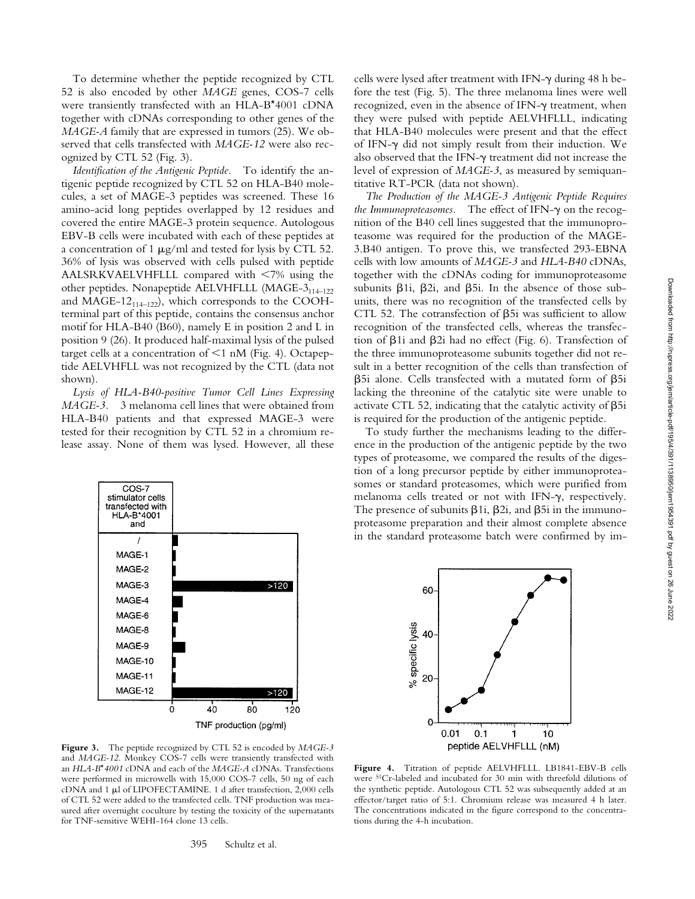To determine whether the peptide recognized by CTL 52 is also encoded by other *MAGE* genes, COS-7 cells were transiently transfected with an HLA-B*4001 cDNA together with cDNAs corresponding to other genes of the *MAGE-A* family that are expressed in tumors (25). We observed that cells transfected with *MAGE-12* were also recognized by CTL 52 (Fig. 3).

*Identification of the Antigenic Peptide.* To identify the antigenic peptide recognized by CTL 52 on HLA-B40 molecules, a set of MAGE-3 peptides was screened. These 16 amino-acid long peptides overlapped by 12 residues and covered the entire MAGE-3 protein sequence. Autologous EBV-B cells were incubated with each of these peptides at a concentration of 1 μg/ml and tested for lysis by CTL 52. 36% of lysis was observed with cells pulsed with peptide AALSRKVAELVHFLLL compared with <7% using the other peptides. Nonapeptide AELVHFLLL (MAGE-$3_{114–122}$ and MAGE-$12_{114–122}$), which corresponds to the COOH-terminal part of this peptide, contains the consensus anchor motif for HLA-B40 (B60), namely E in position 2 and L in position 9 (26). It produced half-maximal lysis of the pulsed target cells at a concentration of <1 nM (Fig. 4). Octapeptide AELVHFLL was not recognized by the CTL (data not shown).

*Lysis of HLA-B40-positive Tumor Cell Lines Expressing MAGE-3.* 3 melanoma cell lines that were obtained from HLA-B40 patients and that expressed MAGE-3 were tested for their recognition by CTL 52 in a chromium release assay. None of them was lysed. However, all these cells were lysed after treatment with IFN-γ during 48 h before the test (Fig. 5). The three melanoma lines were well recognized, even in the absence of IFN-γ treatment, when they were pulsed with peptide AELVHFLLL, indicating that HLA-B40 molecules were present and that the effect of IFN-γ did not simply result from their induction. We also observed that the IFN-γ treatment did not increase the level of expression of *MAGE-3*, as measured by semiquantitative RT-PCR (data not shown).

*The Production of the MAGE-3 Antigenic Peptide Requires the Immunoproteasomes.* The effect of IFN-γ on the recognition of the B40 cell lines suggested that the immunoproteasome was required for the production of the MAGE-3.B40 antigen. To prove this, we transfected 293-EBNA cells with low amounts of *MAGE-3* and *HLA-B40* cDNAs, together with the cDNAs coding for immunoproteasome subunits β1i, β2i, and β5i. In the absence of those subunits, there was no recognition of the transfected cells by CTL 52. The cotransfection of β5i was sufficient to allow recognition of the transfected cells, whereas the transfection of β1i and β2i had no effect (Fig. 6). Transfection of the three immunoproteasome subunits together did not result in a better recognition of the cells than transfection of β5i alone. Cells transfected with a mutated form of β5i lacking the threonine of the catalytic site were unable to activate CTL 52, indicating that the catalytic activity of β5i is required for the production of the antigenic peptide.

To study further the mechanisms leading to the difference in the production of the antigenic peptide by the two types of proteasome, we compared the results of the digestion of a long precursor peptide by either immunoproteasomes or standard proteasomes, which were purified from melanoma cells treated or not with IFN-γ, respectively. The presence of subunits β1i, β2i, and β5i in the immunoproteasome preparation and their almost complete absence in the standard proteasome batch were confirmed by im-

**Figure 3.** The peptide recognized by CTL 52 is encoded by *MAGE-3* and *MAGE-12*. Monkey COS-7 cells were transiently transfected with an *HLA-B*4001* cDNA and each of the *MAGE-A* cDNAs. Transfections were performed in microwells with 15,000 COS-7 cells, 50 ng of each cDNA and 1 μl of LIPOFECTAMINE. 1 d after transfection, 2,000 cells of CTL 52 were added to the transfected cells. TNF production was measured after overnight coculture by testing the toxicity of the supernatants for TNF-sensitive WEHI-164 clone 13 cells.

**Figure 4.** Titration of peptide AELVHFLLL. LB1841-EBV-B cells were $^{51}$Cr-labeled and incubated for 30 min with threefold dilutions of the synthetic peptide. Autologous CTL 52 was subsequently added at an effector/target ratio of 5:1. Chromium release was measured 4 h later. The concentrations indicated in the figure correspond to the concentrations during the 4-h incubation.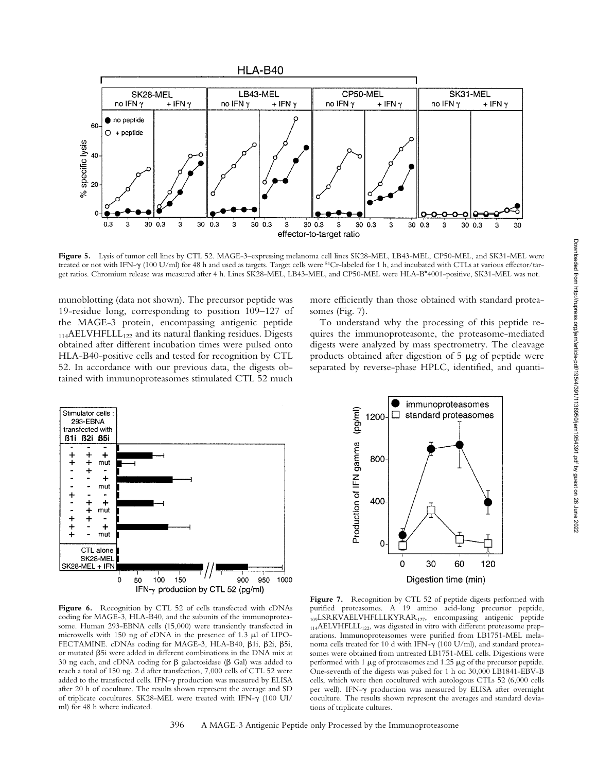**Figure 5.** Lysis of tumor cell lines by CTL 52. MAGE-3–expressing melanoma cell lines SK28-MEL, LB43-MEL, CP50-MEL, and SK31-MEL were treated or not with IFN-γ (100 U/ml) for 48 h and used as targets. Target cells were $^{51}$Cr-labeled for 1 h, and incubated with CTLs at various effector/target ratios. Chromium release was measured after 4 h. Lines SK28-MEL, LB43-MEL, and CP50-MEL were HLA-B*4001-positive, SK31-MEL was not.

munoblotting (data not shown). The precursor peptide was 19-residue long, corresponding to position 109–127 of the MAGE-3 protein, encompassing antigenic peptide $_{114}$AELVHFLLL$_{122}$ and its natural flanking residues. Digests obtained after different incubation times were pulsed onto HLA-B40-positive cells and tested for recognition by CTL 52. In accordance with our previous data, the digests obtained with immunoproteasomes stimulated CTL 52 much more efficiently than those obtained with standard proteasomes (Fig. 7).

To understand why the processing of this peptide requires the immunoproteasome, the proteasome-mediated digests were analyzed by mass spectrometry. The cleavage products obtained after digestion of 5 μg of peptide were separated by reverse-phase HPLC, identified, and quanti-

**Figure 6.** Recognition by CTL 52 of cells transfected with cDNAs coding for MAGE-3, HLA-B40, and the subunits of the immunoproteasome. Human 293-EBNA cells (15,000) were transiently transfected in microwells with 150 ng of cDNA in the presence of 1.3 μl of LIPOFECTAMINE. cDNAs coding for MAGE-3, HLA-B40, β1i, β2i, β5i, or mutated β5i were added in different combinations in the DNA mix at 30 ng each, and cDNA coding for β galactosidase (β Gal) was added to reach a total of 150 ng. 2 d after transfection, 7,000 cells of CTL 52 were added to the transfected cells. IFN-γ production was measured by ELISA after 20 h of coculture. The results shown represent the average and SD of triplicate cocultures. SK28-MEL were treated with IFN-γ (100 UI/ml) for 48 h where indicated.

**Figure 7.** Recognition by CTL 52 of peptide digests performed with purified proteasomes. A 19 amino acid-long precursor peptide, $_{109}$LSRKVAELVHFLLLKYRAR$_{127}$, encompassing antigenic peptide $_{114}$AELVHFLLL$_{122}$, was digested in vitro with different proteasome preparations. Immunoproteasomes were purified from LB1751-MEL melanoma cells treated for 10 d with IFN-γ (100 U/ml), and standard proteasomes were obtained from untreated LB1751-MEL cells. Digestions were performed with 1 μg of proteasomes and 1.25 μg of the precursor peptide. One-seventh of the digests was pulsed for 1 h on 30,000 LB1841-EBV-B cells, which were then cocultured with autologous CTLs 52 (6,000 cells per well). IFN-γ production was measured by ELISA after overnight coculture. The results shown represent the averages and standard deviations of triplicate cultures.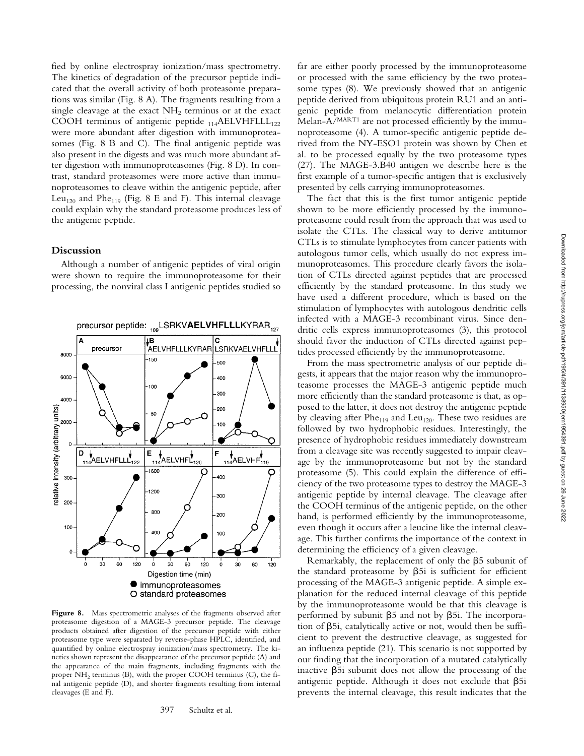fied by online electrospray ionization/mass spectrometry. The kinetics of degradation of the precursor peptide indicated that the overall activity of both proteasome preparations was similar (Fig. 8 A). The fragments resulting from a single cleavage at the exact $NH_2$ terminus or at the exact COOH terminus of antigenic peptide $_{114}$AELVHFLLL$_{122}$ were more abundant after digestion with immunoproteasomes (Fig. 8 B and C). The final antigenic peptide was also present in the digests and was much more abundant after digestion with immunoproteasomes (Fig. 8 D). In contrast, standard proteasomes were more active than immunoproteasomes to cleave within the antigenic peptide, after Leu$_{120}$ and Phe$_{119}$ (Fig. 8 E and F). This internal cleavage could explain why the standard proteasome produces less of the antigenic peptide.

## Discussion

Although a number of antigenic peptides of viral origin were shown to require the immunoproteasome for their processing, the nonviral class I antigenic peptides studied so far are either poorly processed by the immunoproteasome or processed with the same efficiency by the two proteasome types (8). We previously showed that an antigenic peptide derived from ubiquitous protein RU1 and an antigenic peptide from melanocytic differentiation protein Melan-A/$^{MART1}$ are not processed efficiently by the immunoproteasome (4). A tumor-specific antigenic peptide derived from the NY-ESO1 protein was shown by Chen et al. to be processed equally by the two proteasome types (27). The MAGE-3.B40 antigen we describe here is the first example of a tumor-specific antigen that is exclusively presented by cells carrying immunoproteasomes.

The fact that this is the first tumor antigenic peptide shown to be more efficiently processed by the immunoproteasome could result from the approach that was used to isolate the CTLs. The classical way to derive antitumor CTLs is to stimulate lymphocytes from cancer patients with autologous tumor cells, which usually do not express immunoproteasomes. This procedure clearly favors the isolation of CTLs directed against peptides that are processed efficiently by the standard proteasome. In this study we have used a different procedure, which is based on the stimulation of lymphocytes with autologous dendritic cells infected with a MAGE-3 recombinant virus. Since dendritic cells express immunoproteasomes (3), this protocol should favor the induction of CTLs directed against peptides processed efficiently by the immunoproteasome.

From the mass spectrometric analysis of our peptide digests, it appears that the major reason why the immunoproteasome processes the MAGE-3 antigenic peptide much more efficiently than the standard proteasome is that, as opposed to the latter, it does not destroy the antigenic peptide by cleaving after Phe$_{119}$ and Leu$_{120}$. These two residues are followed by two hydrophobic residues. Interestingly, the presence of hydrophobic residues immediately downstream from a cleavage site was recently suggested to impair cleavage by the immunoproteasome but not by the standard proteasome (5). This could explain the difference of efficiency of the two proteasome types to destroy the MAGE-3 antigenic peptide by internal cleavage. The cleavage after the COOH terminus of the antigenic peptide, on the other hand, is performed efficiently by the immunoproteasome, even though it occurs after a leucine like the internal cleavage. This further confirms the importance of the context in determining the efficiency of a given cleavage.

Remarkably, the replacement of only the β5 subunit of the standard proteasome by β5i is sufficient for efficient processing of the MAGE-3 antigenic peptide. A simple explanation for the reduced internal cleavage of this peptide by the immunoproteasome would be that this cleavage is performed by subunit β5 and not by β5i. The incorporation of β5i, catalytically active or not, would then be sufficient to prevent the destructive cleavage, as suggested for an influenza peptide (21). This scenario is not supported by our finding that the incorporation of a mutated catalytically inactive β5i subunit does not allow the processing of the antigenic peptide. Although it does not exclude that β5i prevents the internal cleavage, this result indicates that the

**Figure 8.** Mass spectrometric analyses of the fragments observed after proteasome digestion of a MAGE-3 precursor peptide. The cleavage products obtained after digestion of the precursor peptide with either proteasome type were separated by reverse-phase HPLC, identified, and quantified by online electrospray ionization/mass spectrometry. The kinetics shown represent the disappearance of the precursor peptide (A) and the appearance of the main fragments, including fragments with the proper $NH_2$ terminus (B), with the proper COOH terminus (C), the final antigenic peptide (D), and shorter fragments resulting from internal cleavages (E and F).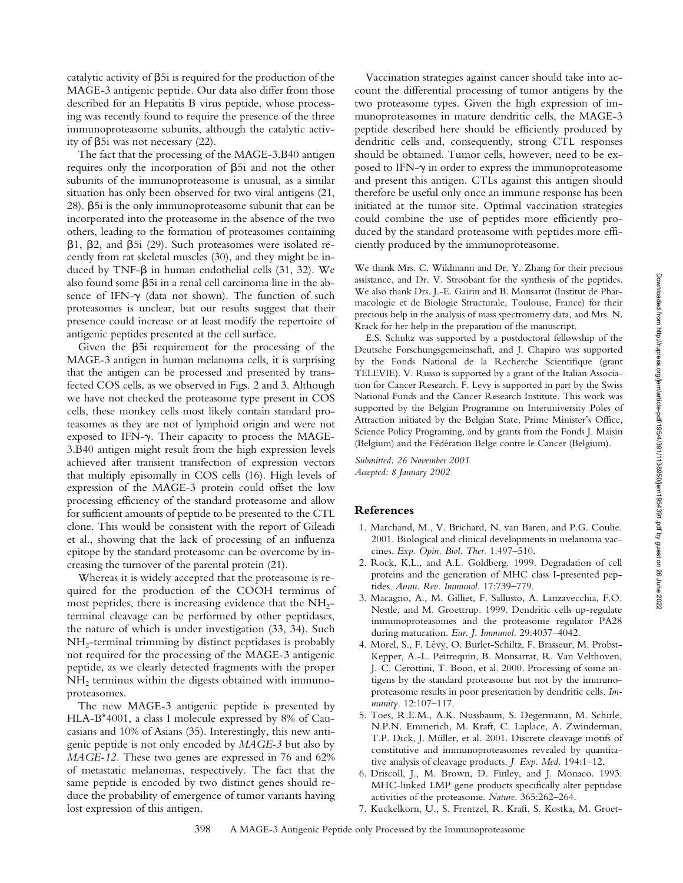catalytic activity of β5i is required for the production of the MAGE-3 antigenic peptide. Our data also differ from those described for an Hepatitis B virus peptide, whose processing was recently found to require the presence of the three immunoproteasome subunits, although the catalytic activity of β5i was not necessary (22).

The fact that the processing of the MAGE-3.B40 antigen requires only the incorporation of β5i and not the other subunits of the immunoproteasome is unusual, as a similar situation has only been observed for two viral antigens (21, 28). β5i is the only immunoproteasome subunit that can be incorporated into the proteasome in the absence of the two others, leading to the formation of proteasomes containing β1, β2, and β5i (29). Such proteasomes were isolated recently from rat skeletal muscles (30), and they might be induced by TNF-β in human endothelial cells (31, 32). We also found some β5i in a renal cell carcinoma line in the absence of IFN-γ (data not shown). The function of such proteasomes is unclear, but our results suggest that their presence could increase or at least modify the repertoire of antigenic peptides presented at the cell surface.

Given the β5i requirement for the processing of the MAGE-3 antigen in human melanoma cells, it is surprising that the antigen can be processed and presented by transfected COS cells, as we observed in Figs. 2 and 3. Although we have not checked the proteasome type present in COS cells, these monkey cells most likely contain standard proteasomes as they are not of lymphoid origin and were not exposed to IFN-γ. Their capacity to process the MAGE-3.B40 antigen might result from the high expression levels achieved after transient transfection of expression vectors that multiply episomally in COS cells (16). High levels of expression of the MAGE-3 protein could offset the low processing efficiency of the standard proteasome and allow for sufficient amounts of peptide to be presented to the CTL clone. This would be consistent with the report of Gileadi et al., showing that the lack of processing of an influenza epitope by the standard proteasome can be overcome by increasing the turnover of the parental protein (21).

Whereas it is widely accepted that the proteasome is required for the production of the COOH terminus of most peptides, there is increasing evidence that the $NH_2$-terminal cleavage can be performed by other peptidases, the nature of which is under investigation (33, 34). Such $NH_2$-terminal trimming by distinct peptidases is probably not required for the processing of the MAGE-3 antigenic peptide, as we clearly detected fragments with the proper $NH_2$ terminus within the digests obtained with immunoproteasomes.

The new MAGE-3 antigenic peptide is presented by HLA-B*4001, a class I molecule expressed by 8% of Caucasians and 10% of Asians (35). Interestingly, this new antigenic peptide is not only encoded by *MAGE-3* but also by *MAGE-12.* These two genes are expressed in 76 and 62% of metastatic melanomas, respectively. The fact that the same peptide is encoded by two distinct genes should reduce the probability of emergence of tumor variants having lost expression of this antigen.

Vaccination strategies against cancer should take into account the differential processing of tumor antigens by the two proteasome types. Given the high expression of immunoproteasomes in mature dendritic cells, the MAGE-3 peptide described here should be efficiently produced by dendritic cells and, consequently, strong CTL responses should be obtained. Tumor cells, however, need to be exposed to IFN-γ in order to express the immunoproteasome and present this antigen. CTLs against this antigen should therefore be useful only once an immune response has been initiated at the tumor site. Optimal vaccination strategies could combine the use of peptides more efficiently produced by the standard proteasome with peptides more efficiently produced by the immunoproteasome.

We thank Mrs. C. Wildmann and Dr. Y. Zhang for their precious assistance, and Dr. V. Stroobant for the synthesis of the peptides. We also thank Drs. J.-E. Gairin and B. Monsarrat (Institut de Pharmacologie et de Biologie Structurale, Toulouse, France) for their precious help in the analysis of mass spectrometry data, and Mrs. N. Krack for her help in the preparation of the manuscript.

E.S. Schultz was supported by a postdoctoral fellowship of the Deutsche Forschungsgemeinschaft, and J. Chapiro was supported by the Fonds National de la Recherche Scientifique (grant TELEVIE). V. Russo is supported by a grant of the Italian Association for Cancer Research. F. Levy is supported in part by the Swiss National Funds and the Cancer Research Institute. This work was supported by the Belgian Programme on Interuniversity Poles of Attraction initiated by the Belgian State, Prime Minister's Office, Science Policy Programing, and by grants from the Fonds J. Maisin (Belgium) and the Fédération Belge contre le Cancer (Belgium).

*Submitted: 26 November 2001*
*Accepted: 8 January 2002*

## References

1. Marchand, M., V. Brichard, N. van Baren, and P.G. Coulie. 2001. Biological and clinical developments in melanoma vaccines. *Exp. Opin. Biol. Ther.* 1:497–510.
2. Rock, K.L., and A.L. Goldberg. 1999. Degradation of cell proteins and the generation of MHC class I-presented peptides. *Annu. Rev. Immunol.* 17:739–779.
3. Macagno, A., M. Gilliet, F. Sallusto, A. Lanzavecchia, F.O. Nestle, and M. Groettrup. 1999. Dendritic cells up-regulate immunoproteasomes and the proteasome regulator PA28 during maturation. *Eur. J. Immunol.* 29:4037–4042.
4. Morel, S., F. Lévy, O. Burlet-Schiltz, F. Brasseur, M. Probst-Kepper, A.-L. Peitrequin, B. Monsarrat, R. Van Velthoven, J.-C. Cerottini, T. Boon, et al. 2000. Processing of some antigens by the standard proteasome but not by the immunoproteasome results in poor presentation by dendritic cells. *Immunity.* 12:107–117.
5. Toes, R.E.M., A.K. Nussbaum, S. Degermann, M. Schirle, N.P.N. Emmerich, M. Kraft, C. Laplace, A. Zwinderman, T.P. Dick, J. Müller, et al. 2001. Discrete cleavage motifs of constitutive and immunoproteasomes revealed by quantitative analysis of cleavage products. *J. Exp. Med.* 194:1–12.
6. Driscoll, J., M. Brown, D. Finley, and J. Monaco. 1993. MHC-linked LMP gene products specifically alter peptidase activities of the proteasome. *Nature.* 365:262–264.
7. Kuckelkorn, U., S. Frentzel, R. Kraft, S. Kostka, M. Groet-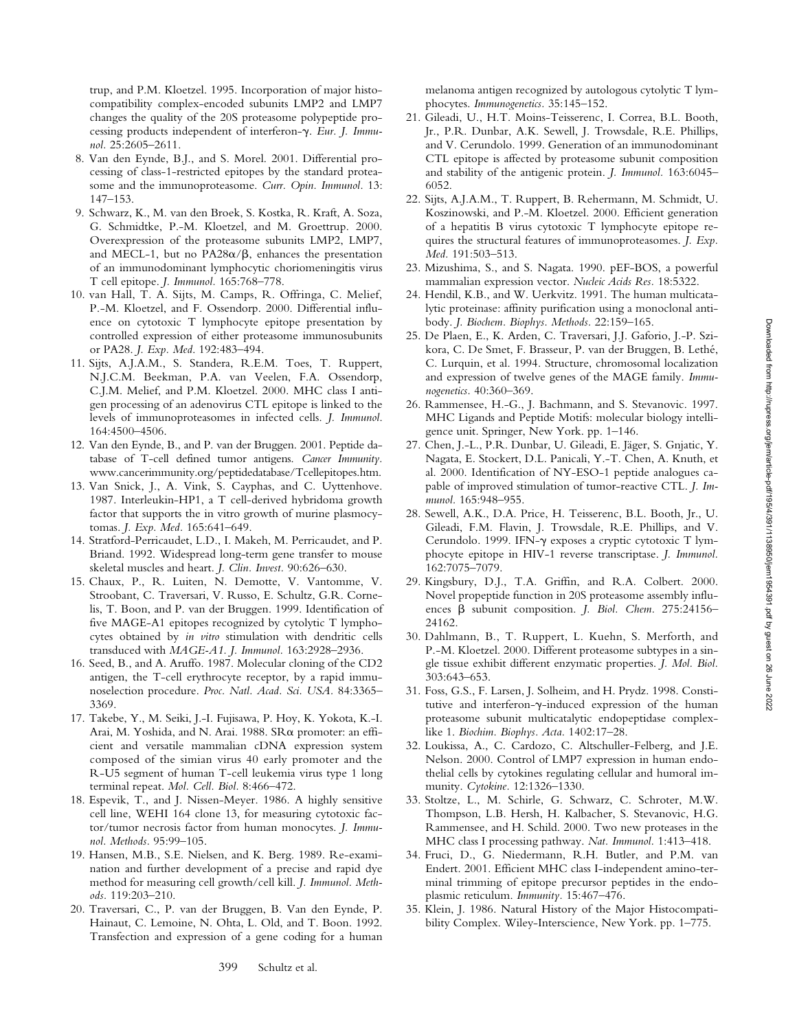trup, and P.M. Kloetzel. 1995. Incorporation of major histocompatibility complex-encoded subunits LMP2 and LMP7 changes the quality of the 20S proteasome polypeptide processing products independent of interferon-γ. *Eur. J. Immunol.* 25:2605–2611.

8. Van den Eynde, B.J., and S. Morel. 2001. Differential processing of class-1-restricted epitopes by the standard proteasome and the immunoproteasome. *Curr. Opin. Immunol.* 13: 147–153.
9. Schwarz, K., M. van den Broek, S. Kostka, R. Kraft, A. Soza, G. Schmidtke, P.-M. Kloetzel, and M. Groettrup. 2000. Overexpression of the proteasome subunits LMP2, LMP7, and MECL-1, but no PA28α/β, enhances the presentation of an immunodominant lymphocytic choriomeningitis virus T cell epitope. *J. Immunol.* 165:768–778.
10. van Hall, T. A. Sijts, M. Camps, R. Offringa, C. Melief, P.-M. Kloetzel, and F. Ossendorp. 2000. Differential influence on cytotoxic T lymphocyte epitope presentation by controlled expression of either proteasome immunosubunits or PA28. *J. Exp. Med.* 192:483–494.
11. Sijts, A.J.A.M., S. Standera, R.E.M. Toes, T. Ruppert, N.J.C.M. Beekman, P.A. van Veelen, F.A. Ossendorp, C.J.M. Melief, and P.M. Kloetzel. 2000. MHC class I antigen processing of an adenovirus CTL epitope is linked to the levels of immunoproteasomes in infected cells. *J. Immunol.* 164:4500–4506.
12. Van den Eynde, B., and P. van der Bruggen. 2001. Peptide database of T-cell defined tumor antigens. *Cancer Immunity.* www.cancerimmunity.org/peptidedatabase/Tcellepitopes.htm.
13. Van Snick, J., A. Vink, S. Cayphas, and C. Uyttenhove. 1987. Interleukin-HP1, a T cell-derived hybridoma growth factor that supports the in vitro growth of murine plasmocytomas. *J. Exp. Med.* 165:641–649.
14. Stratford-Perricaudet, L.D., I. Makeh, M. Perricaudet, and P. Briand. 1992. Widespread long-term gene transfer to mouse skeletal muscles and heart. *J. Clin. Invest.* 90:626–630.
15. Chaux, P., R. Luiten, N. Demotte, V. Vantomme, V. Stroobant, C. Traversari, V. Russo, E. Schultz, G.R. Cornelis, T. Boon, and P. van der Bruggen. 1999. Identification of five MAGE-A1 epitopes recognized by cytolytic T lymphocytes obtained by *in vitro* stimulation with dendritic cells transduced with *MAGE-A1*. *J. Immunol.* 163:2928–2936.
16. Seed, B., and A. Aruffo. 1987. Molecular cloning of the CD2 antigen, the T-cell erythrocyte receptor, by a rapid immunoselection procedure. *Proc. Natl. Acad. Sci. USA.* 84:3365–3369.
17. Takebe, Y., M. Seiki, J.-I. Fujisawa, P. Hoy, K. Yokota, K.-I. Arai, M. Yoshida, and N. Arai. 1988. SRα promoter: an efficient and versatile mammalian cDNA expression system composed of the simian virus 40 early promoter and the R-U5 segment of human T-cell leukemia virus type 1 long terminal repeat. *Mol. Cell. Biol.* 8:466–472.
18. Espevik, T., and J. Nissen-Meyer. 1986. A highly sensitive cell line, WEHI 164 clone 13, for measuring cytotoxic factor/tumor necrosis factor from human monocytes. *J. Immunol. Methods.* 95:99–105.
19. Hansen, M.B., S.E. Nielsen, and K. Berg. 1989. Re-examination and further development of a precise and rapid dye method for measuring cell growth/cell kill. *J. Immunol. Methods.* 119:203–210.
20. Traversari, C., P. van der Bruggen, B. Van den Eynde, P. Hainaut, C. Lemoine, N. Ohta, L. Old, and T. Boon. 1992. Transfection and expression of a gene coding for a human melanoma antigen recognized by autologous cytolytic T lymphocytes. *Immunogenetics.* 35:145–152.
21. Gileadi, U., H.T. Moins-Teisserenc, I. Correa, B.L. Booth, Jr., P.R. Dunbar, A.K. Sewell, J. Trowsdale, R.E. Phillips, and V. Cerundolo. 1999. Generation of an immunodominant CTL epitope is affected by proteasome subunit composition and stability of the antigenic protein. *J. Immunol.* 163:6045–6052.
22. Sijts, A.J.A.M., T. Ruppert, B. Rehermann, M. Schmidt, U. Koszinowski, and P.-M. Kloetzel. 2000. Efficient generation of a hepatitis B virus cytotoxic T lymphocyte epitope requires the structural features of immunoproteasomes. *J. Exp. Med.* 191:503–513.
23. Mizushima, S., and S. Nagata. 1990. pEF-BOS, a powerful mammalian expression vector. *Nucleic Acids Res.* 18:5322.
24. Hendil, K.B., and W. Uerkvitz. 1991. The human multicatalytic proteinase: affinity purification using a monoclonal antibody. *J. Biochem. Biophys. Methods.* 22:159–165.
25. De Plaen, E., K. Arden, C. Traversari, J.J. Gaforio, J.-P. Szikora, C. De Smet, F. Brasseur, P. van der Bruggen, B. Lethé, C. Lurquin, et al. 1994. Structure, chromosomal localization and expression of twelve genes of the MAGE family. *Immunogenetics.* 40:360–369.
26. Rammensee, H.-G., J. Bachmann, and S. Stevanovic. 1997. MHC Ligands and Peptide Motifs: molecular biology intelligence unit. Springer, New York. pp. 1–146.
27. Chen, J.-L., P.R. Dunbar, U. Gileadi, E. Jäger, S. Gnjatic, Y. Nagata, E. Stockert, D.L. Panicali, Y.-T. Chen, A. Knuth, et al. 2000. Identification of NY-ESO-1 peptide analogues capable of improved stimulation of tumor-reactive CTL. *J. Immunol.* 165:948–955.
28. Sewell, A.K., D.A. Price, H. Teisserenc, B.L. Booth, Jr., U. Gileadi, F.M. Flavin, J. Trowsdale, R.E. Phillips, and V. Cerundolo. 1999. IFN-γ exposes a cryptic cytotoxic T lymphocyte epitope in HIV-1 reverse transcriptase. *J. Immunol.* 162:7075–7079.
29. Kingsbury, D.J., T.A. Griffin, and R.A. Colbert. 2000. Novel propeptide function in 20S proteasome assembly influences β subunit composition. *J. Biol. Chem.* 275:24156–24162.
30. Dahlmann, B., T. Ruppert, L. Kuehn, S. Merforth, and P.-M. Kloetzel. 2000. Different proteasome subtypes in a single tissue exhibit different enzymatic properties. *J. Mol. Biol.* 303:643–653.
31. Foss, G.S., F. Larsen, J. Solheim, and H. Prydz. 1998. Constitutive and interferon-γ-induced expression of the human proteasome subunit multicatalytic endopeptidase complex-like 1. *Biochim. Biophys. Acta.* 1402:17–28.
32. Loukissa, A., C. Cardozo, C. Altschuller-Felberg, and J.E. Nelson. 2000. Control of LMP7 expression in human endothelial cells by cytokines regulating cellular and humoral immunity. *Cytokine.* 12:1326–1330.
33. Stoltze, L., M. Schirle, G. Schwarz, C. Schroter, M.W. Thompson, L.B. Hersh, H. Kalbacher, S. Stevanovic, H.G. Rammensee, and H. Schild. 2000. Two new proteases in the MHC class I processing pathway. *Nat. Immunol.* 1:413–418.
34. Fruci, D., G. Niedermann, R.H. Butler, and P.M. van Endert. 2001. Efficient MHC class I-independent amino-terminal trimming of epitope precursor peptides in the endoplasmic reticulum. *Immunity.* 15:467–476.
35. Klein, J. 1986. Natural History of the Major Histocompatibility Complex. Wiley-Interscience, New York. pp. 1–775.